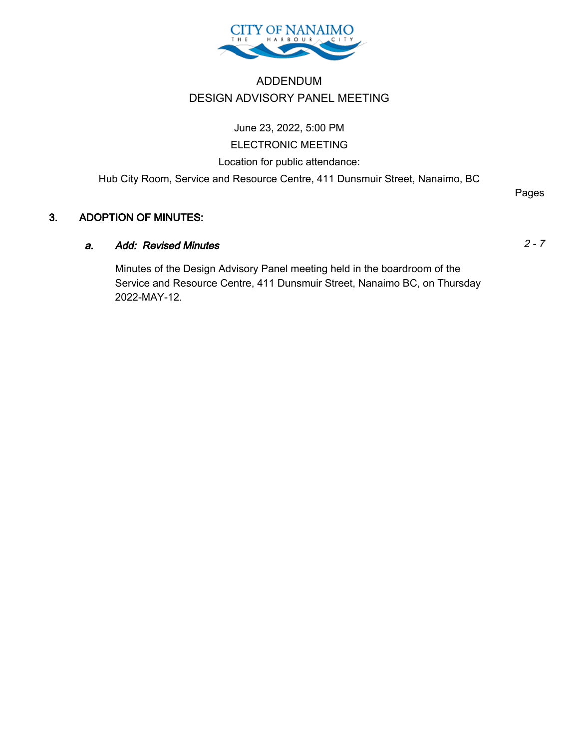# ADDENDUM

# DESIGN ADVISORY PANEL MEETING

June 23, 2022, 5:00 PM

ELECTRONIC MEETING

Location for public attendance:

Hub City Room, Service and Resource Centre, 411 Dunsmuir Street, Nanaimo, BC

Pages

## 3. ADOPTION OF MINUTES:

### a. *Add: Revised Minutes* — *2 - 7*

Minutes of the Design Advisory Panel meeting held in the boardroom of the Service and Resource Centre, 411 Dunsmuir Street, Nanaimo BC, on Thursday 2022-MAY-12.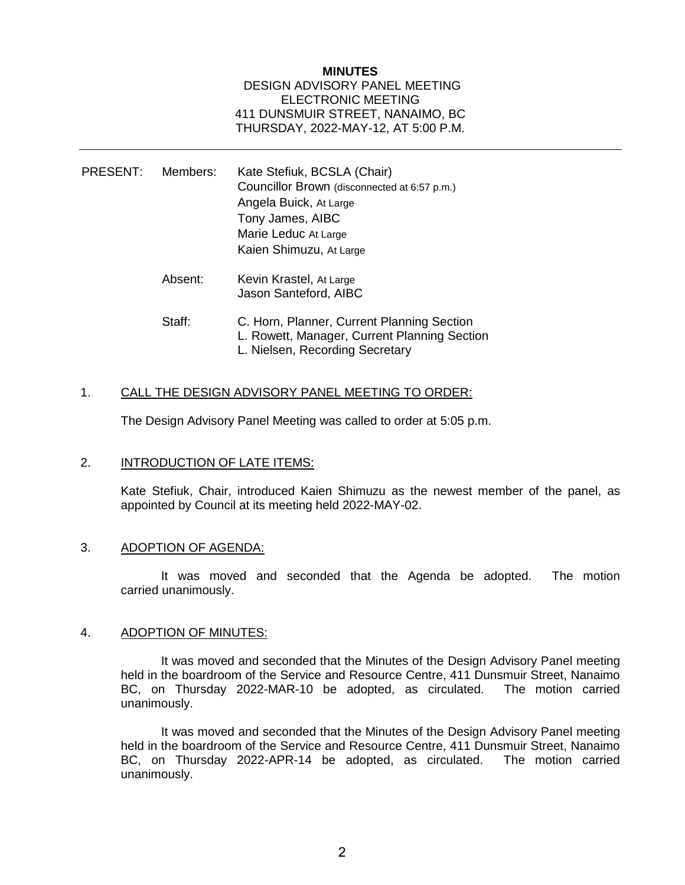**MINUTES**
DESIGN ADVISORY PANEL MEETING
ELECTRONIC MEETING
411 DUNSMUIR STREET, NANAIMO, BC
THURSDAY, 2022-MAY-12, AT 5:00 P.M.

---

PRESENT: Members:
Kate Stefiuk, BCSLA (Chair)
Councillor Brown (disconnected at 6:57 p.m.)
Angela Buick, At Large
Tony James, AIBC
Marie Leduc At Large
Kaien Shimuzu, At Large

Absent:
Kevin Krastel, At Large
Jason Santeford, AIBC

Staff:
C. Horn, Planner, Current Planning Section
L. Rowett, Manager, Current Planning Section
L. Nielsen, Recording Secretary

1. CALL THE DESIGN ADVISORY PANEL MEETING TO ORDER:

The Design Advisory Panel Meeting was called to order at 5:05 p.m.

2. INTRODUCTION OF LATE ITEMS:

Kate Stefiuk, Chair, introduced Kaien Shimuzu as the newest member of the panel, as appointed by Council at its meeting held 2022-MAY-02.

3. ADOPTION OF AGENDA:

It was moved and seconded that the Agenda be adopted. The motion carried unanimously.

4. ADOPTION OF MINUTES:

It was moved and seconded that the Minutes of the Design Advisory Panel meeting held in the boardroom of the Service and Resource Centre, 411 Dunsmuir Street, Nanaimo BC, on Thursday 2022-MAR-10 be adopted, as circulated. The motion carried unanimously.

It was moved and seconded that the Minutes of the Design Advisory Panel meeting held in the boardroom of the Service and Resource Centre, 411 Dunsmuir Street, Nanaimo BC, on Thursday 2022-APR-14 be adopted, as circulated. The motion carried unanimously.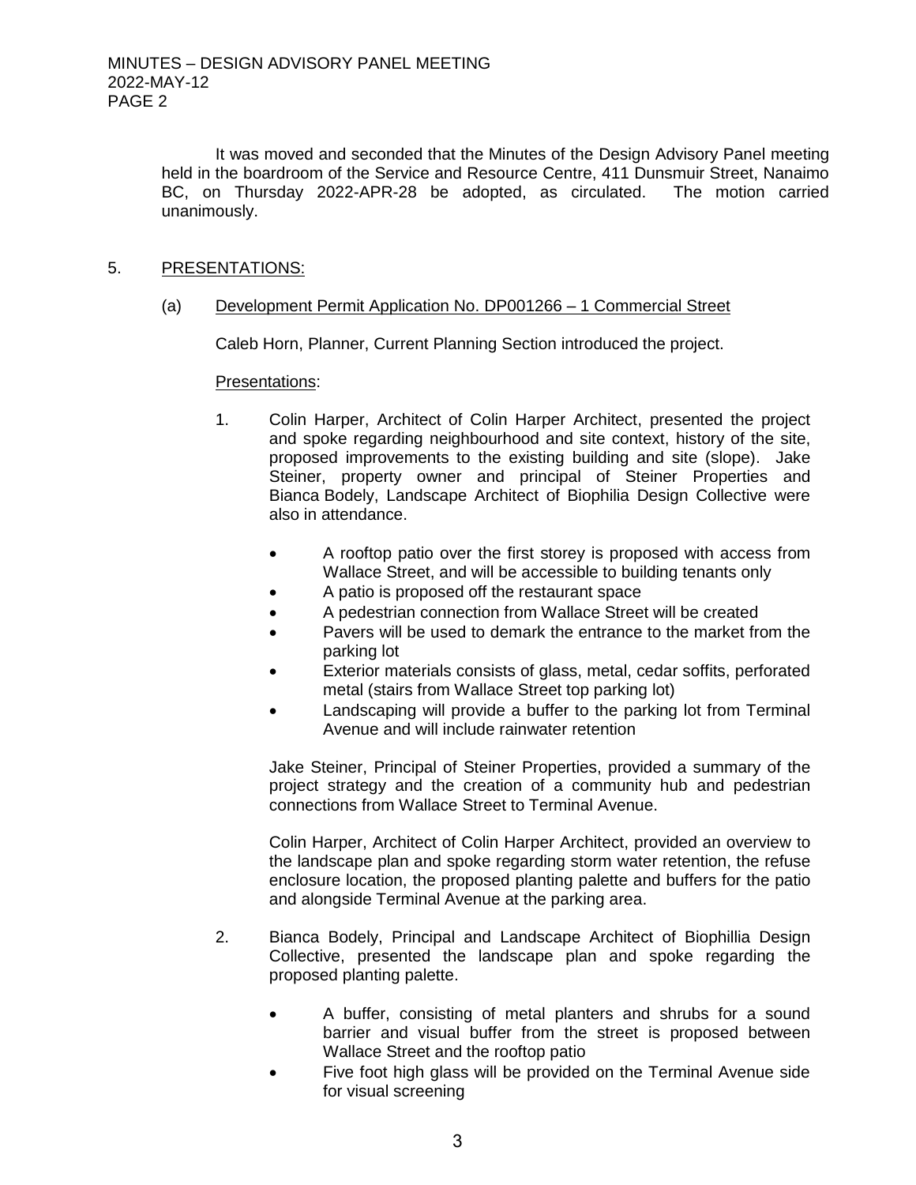It was moved and seconded that the Minutes of the Design Advisory Panel meeting held in the boardroom of the Service and Resource Centre, 411 Dunsmuir Street, Nanaimo BC, on Thursday 2022-APR-28 be adopted, as circulated. The motion carried unanimously.

5. PRESENTATIONS:

(a) Development Permit Application No. DP001266 – 1 Commercial Street

Caleb Horn, Planner, Current Planning Section introduced the project.

Presentations:

1. Colin Harper, Architect of Colin Harper Architect, presented the project and spoke regarding neighbourhood and site context, history of the site, proposed improvements to the existing building and site (slope). Jake Steiner, property owner and principal of Steiner Properties and Bianca Bodely, Landscape Architect of Biophilia Design Collective were also in attendance.

   - A rooftop patio over the first storey is proposed with access from Wallace Street, and will be accessible to building tenants only
   - A patio is proposed off the restaurant space
   - A pedestrian connection from Wallace Street will be created
   - Pavers will be used to demark the entrance to the market from the parking lot
   - Exterior materials consists of glass, metal, cedar soffits, perforated metal (stairs from Wallace Street top parking lot)
   - Landscaping will provide a buffer to the parking lot from Terminal Avenue and will include rainwater retention

   Jake Steiner, Principal of Steiner Properties, provided a summary of the project strategy and the creation of a community hub and pedestrian connections from Wallace Street to Terminal Avenue.

   Colin Harper, Architect of Colin Harper Architect, provided an overview to the landscape plan and spoke regarding storm water retention, the refuse enclosure location, the proposed planting palette and buffers for the patio and alongside Terminal Avenue at the parking area.

2. Bianca Bodely, Principal and Landscape Architect of Biophillia Design Collective, presented the landscape plan and spoke regarding the proposed planting palette.

   - A buffer, consisting of metal planters and shrubs for a sound barrier and visual buffer from the street is proposed between Wallace Street and the rooftop patio
   - Five foot high glass will be provided on the Terminal Avenue side for visual screening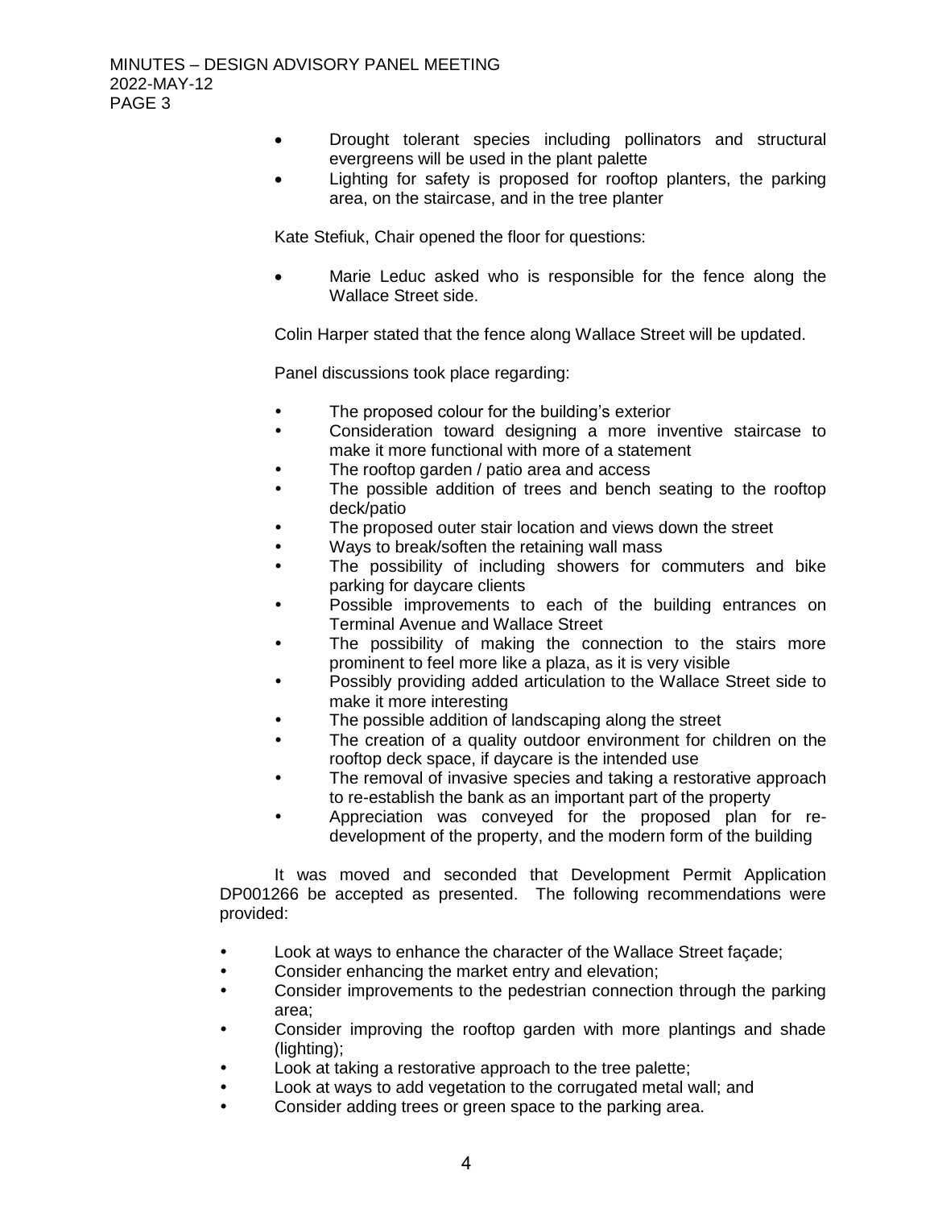- Drought tolerant species including pollinators and structural evergreens will be used in the plant palette
- Lighting for safety is proposed for rooftop planters, the parking area, on the staircase, and in the tree planter

Kate Stefiuk, Chair opened the floor for questions:

- Marie Leduc asked who is responsible for the fence along the Wallace Street side.

Colin Harper stated that the fence along Wallace Street will be updated.

Panel discussions took place regarding:

- The proposed colour for the building's exterior
- Consideration toward designing a more inventive staircase to make it more functional with more of a statement
- The rooftop garden / patio area and access
- The possible addition of trees and bench seating to the rooftop deck/patio
- The proposed outer stair location and views down the street
- Ways to break/soften the retaining wall mass
- The possibility of including showers for commuters and bike parking for daycare clients
- Possible improvements to each of the building entrances on Terminal Avenue and Wallace Street
- The possibility of making the connection to the stairs more prominent to feel more like a plaza, as it is very visible
- Possibly providing added articulation to the Wallace Street side to make it more interesting
- The possible addition of landscaping along the street
- The creation of a quality outdoor environment for children on the rooftop deck space, if daycare is the intended use
- The removal of invasive species and taking a restorative approach to re-establish the bank as an important part of the property
- Appreciation was conveyed for the proposed plan for re-development of the property, and the modern form of the building

It was moved and seconded that Development Permit Application DP001266 be accepted as presented. The following recommendations were provided:

- Look at ways to enhance the character of the Wallace Street façade;
- Consider enhancing the market entry and elevation;
- Consider improvements to the pedestrian connection through the parking area;
- Consider improving the rooftop garden with more plantings and shade (lighting);
- Look at taking a restorative approach to the tree palette;
- Look at ways to add vegetation to the corrugated metal wall; and
- Consider adding trees or green space to the parking area.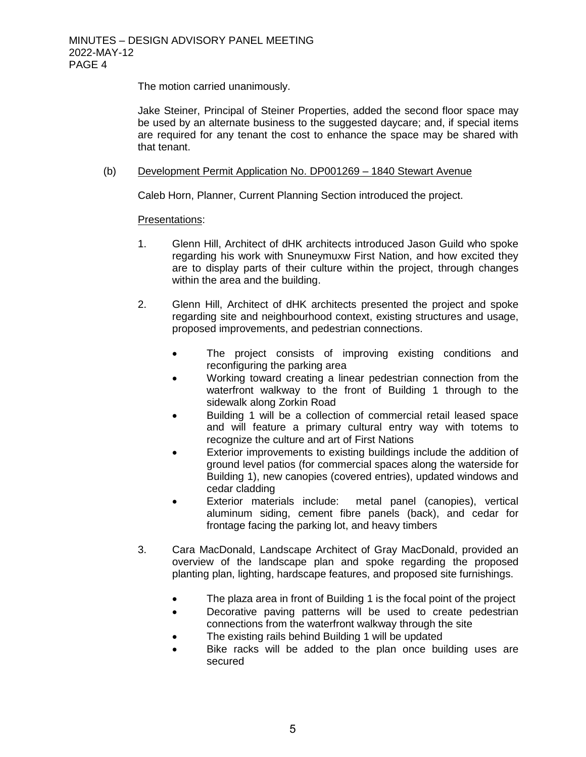The motion carried unanimously.

Jake Steiner, Principal of Steiner Properties, added the second floor space may be used by an alternate business to the suggested daycare; and, if special items are required for any tenant the cost to enhance the space may be shared with that tenant.

(b) Development Permit Application No. DP001269 – 1840 Stewart Avenue

Caleb Horn, Planner, Current Planning Section introduced the project.

Presentations:

1. Glenn Hill, Architect of dHK architects introduced Jason Guild who spoke regarding his work with Snuneymuxw First Nation, and how excited they are to display parts of their culture within the project, through changes within the area and the building.

2. Glenn Hill, Architect of dHK architects presented the project and spoke regarding site and neighbourhood context, existing structures and usage, proposed improvements, and pedestrian connections.

   - The project consists of improving existing conditions and reconfiguring the parking area
   - Working toward creating a linear pedestrian connection from the waterfront walkway to the front of Building 1 through to the sidewalk along Zorkin Road
   - Building 1 will be a collection of commercial retail leased space and will feature a primary cultural entry way with totems to recognize the culture and art of First Nations
   - Exterior improvements to existing buildings include the addition of ground level patios (for commercial spaces along the waterside for Building 1), new canopies (covered entries), updated windows and cedar cladding
   - Exterior materials include: metal panel (canopies), vertical aluminum siding, cement fibre panels (back), and cedar for frontage facing the parking lot, and heavy timbers

3. Cara MacDonald, Landscape Architect of Gray MacDonald, provided an overview of the landscape plan and spoke regarding the proposed planting plan, lighting, hardscape features, and proposed site furnishings.

   - The plaza area in front of Building 1 is the focal point of the project
   - Decorative paving patterns will be used to create pedestrian connections from the waterfront walkway through the site
   - The existing rails behind Building 1 will be updated
   - Bike racks will be added to the plan once building uses are secured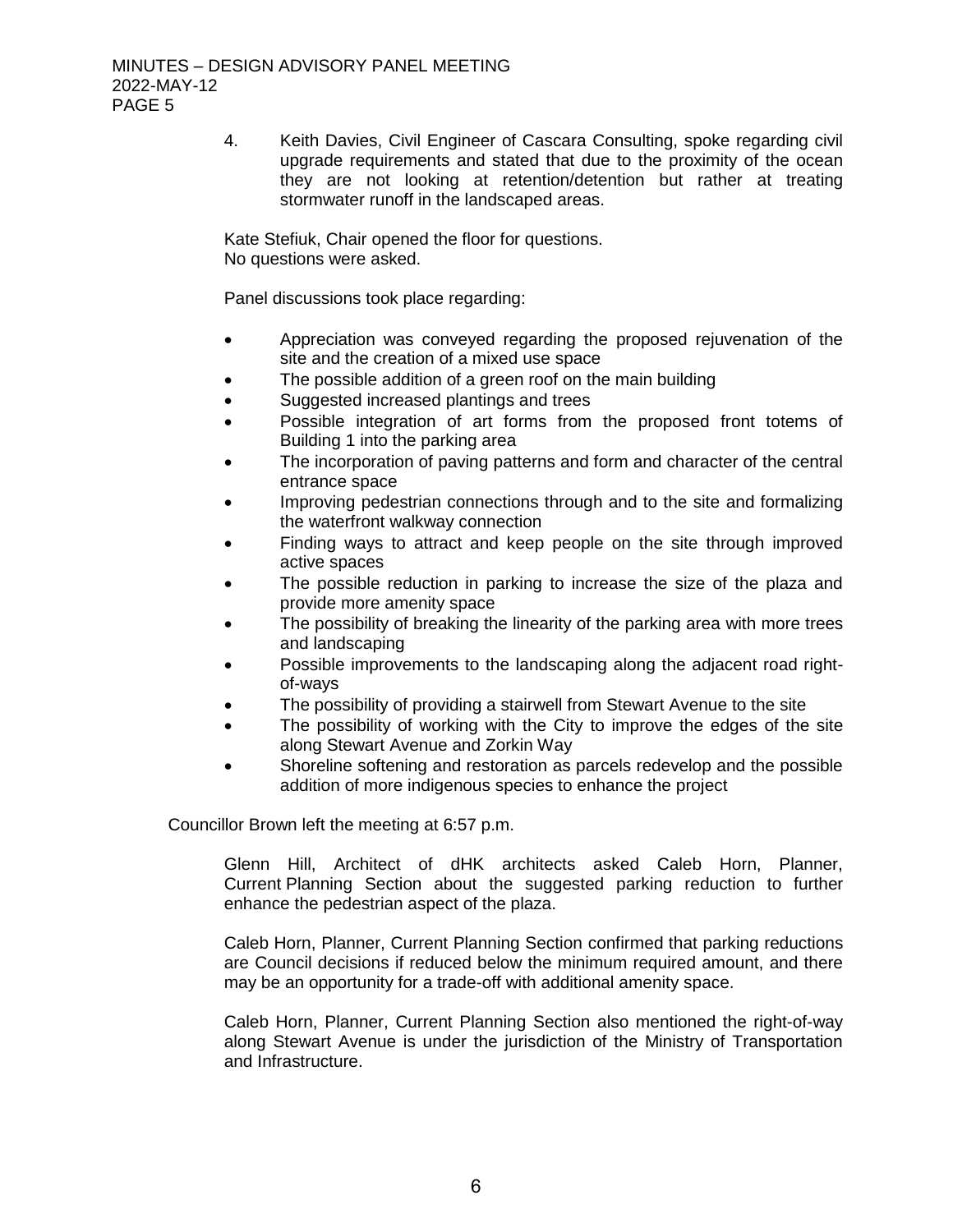4. Keith Davies, Civil Engineer of Cascara Consulting, spoke regarding civil upgrade requirements and stated that due to the proximity of the ocean they are not looking at retention/detention but rather at treating stormwater runoff in the landscaped areas.

Kate Stefiuk, Chair opened the floor for questions.
No questions were asked.

Panel discussions took place regarding:

- Appreciation was conveyed regarding the proposed rejuvenation of the site and the creation of a mixed use space
- The possible addition of a green roof on the main building
- Suggested increased plantings and trees
- Possible integration of art forms from the proposed front totems of Building 1 into the parking area
- The incorporation of paving patterns and form and character of the central entrance space
- Improving pedestrian connections through and to the site and formalizing the waterfront walkway connection
- Finding ways to attract and keep people on the site through improved active spaces
- The possible reduction in parking to increase the size of the plaza and provide more amenity space
- The possibility of breaking the linearity of the parking area with more trees and landscaping
- Possible improvements to the landscaping along the adjacent road right-of-ways
- The possibility of providing a stairwell from Stewart Avenue to the site
- The possibility of working with the City to improve the edges of the site along Stewart Avenue and Zorkin Way
- Shoreline softening and restoration as parcels redevelop and the possible addition of more indigenous species to enhance the project

Councillor Brown left the meeting at 6:57 p.m.

Glenn Hill, Architect of dHK architects asked Caleb Horn, Planner, Current Planning Section about the suggested parking reduction to further enhance the pedestrian aspect of the plaza.

Caleb Horn, Planner, Current Planning Section confirmed that parking reductions are Council decisions if reduced below the minimum required amount, and there may be an opportunity for a trade-off with additional amenity space.

Caleb Horn, Planner, Current Planning Section also mentioned the right-of-way along Stewart Avenue is under the jurisdiction of the Ministry of Transportation and Infrastructure.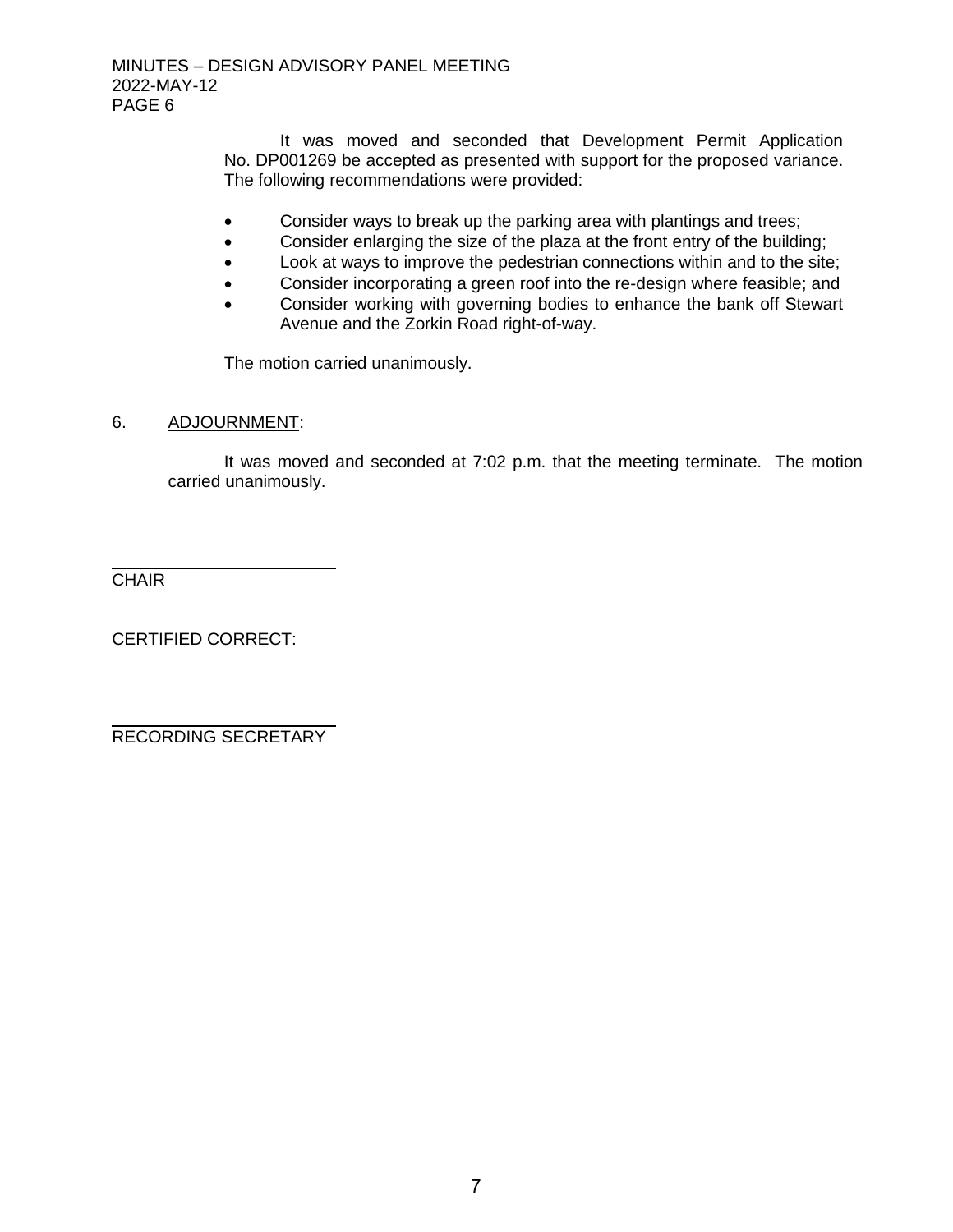It was moved and seconded that Development Permit Application No. DP001269 be accepted as presented with support for the proposed variance. The following recommendations were provided:

- Consider ways to break up the parking area with plantings and trees;
- Consider enlarging the size of the plaza at the front entry of the building;
- Look at ways to improve the pedestrian connections within and to the site;
- Consider incorporating a green roof into the re-design where feasible; and
- Consider working with governing bodies to enhance the bank off Stewart Avenue and the Zorkin Road right-of-way.

The motion carried unanimously.

6. ADJOURNMENT:

It was moved and seconded at 7:02 p.m. that the meeting terminate. The motion carried unanimously.

CHAIR

CERTIFIED CORRECT:

RECORDING SECRETARY